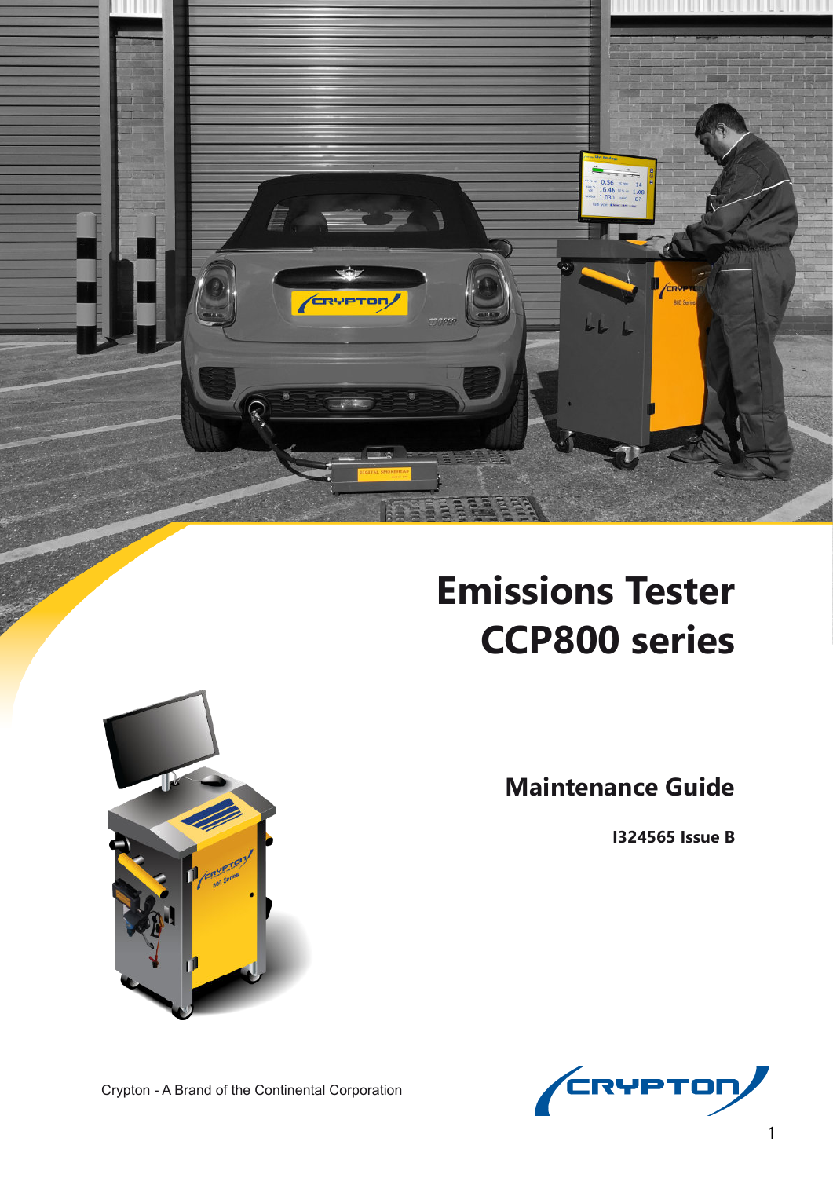# Emissions Tester CCP800 series

## Maintenance Guide

**I324565 Issue B**

Crypton - A Brand of the Continental Corporation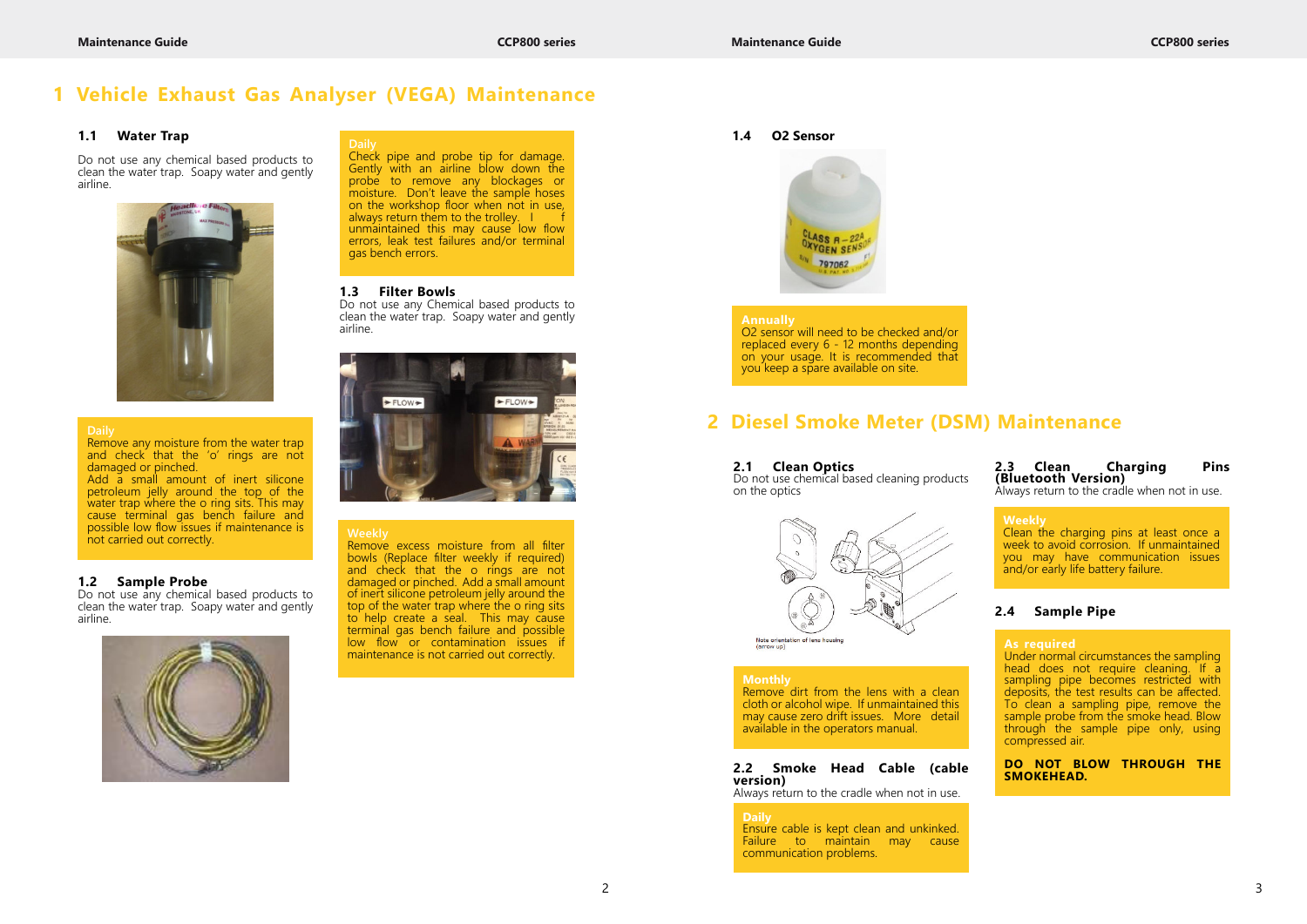# 1 Vehicle Exhaust Gas Analyser (VEGA) Maintenance

### 1.1 Water Trap

Do not use any chemical based products to clean the water trap. Soapy water and gently airline.

**Daily**
Remove any moisture from the water trap and check that the 'o' rings are not damaged or pinched.
Add a small amount of inert silicone petroleum jelly around the top of the water trap where the o ring sits. This may cause terminal gas bench failure and possible low flow issues if maintenance is not carried out correctly.

### 1.2 Sample Probe

Do not use any chemical based products to clean the water trap. Soapy water and gently airline.

**Daily**
Check pipe and probe tip for damage. Gently with an airline blow down the probe to remove any blockages or moisture. Don't leave the sample hoses on the workshop floor when not in use, always return them to the trolley. If unmaintained this may cause low flow errors, leak test failures and/or terminal gas bench errors.

### 1.3 Filter Bowls

Do not use any Chemical based products to clean the water trap. Soapy water and gently airline.

**Weekly**
Remove excess moisture from all filter bowls (Replace filter weekly if required) and check that the o rings are not damaged or pinched. Add a small amount of inert silicone petroleum jelly around the top of the water trap where the o ring sits to help create a seal. This may cause terminal gas bench failure and possible low flow or contamination issues if maintenance is not carried out correctly.

### 1.4 O2 Sensor

**Annually**
O2 sensor will need to be checked and/or replaced every 6 - 12 months depending on your usage. It is recommended that you keep a spare available on site.

# 2 Diesel Smoke Meter (DSM) Maintenance

### 2.1 Clean Optics

Do not use chemical based cleaning products on the optics

Note orientation of lens housing (arrow up)

**Monthly**
Remove dirt from the lens with a clean cloth or alcohol wipe. If unmaintained this may cause zero drift issues. More detail available in the operators manual.

### 2.2 Smoke Head Cable (cable version)

Always return to the cradle when not in use.

**Daily**
Ensure cable is kept clean and unkinked. Failure to maintain may cause communication problems.

### 2.3 Clean Charging Pins (Bluetooth Version)

Always return to the cradle when not in use.

**Weekly**
Clean the charging pins at least once a week to avoid corrosion. If unmaintained you may have communication issues and/or early life battery failure.

### 2.4 Sample Pipe

**As required**
Under normal circumstances the sampling head does not require cleaning. If a sampling pipe becomes restricted with deposits, the test results can be affected. To clean a sampling pipe, remove the sample probe from the smoke head. Blow through the sample pipe only, using compressed air.

**DO NOT BLOW THROUGH THE SMOKEHEAD.**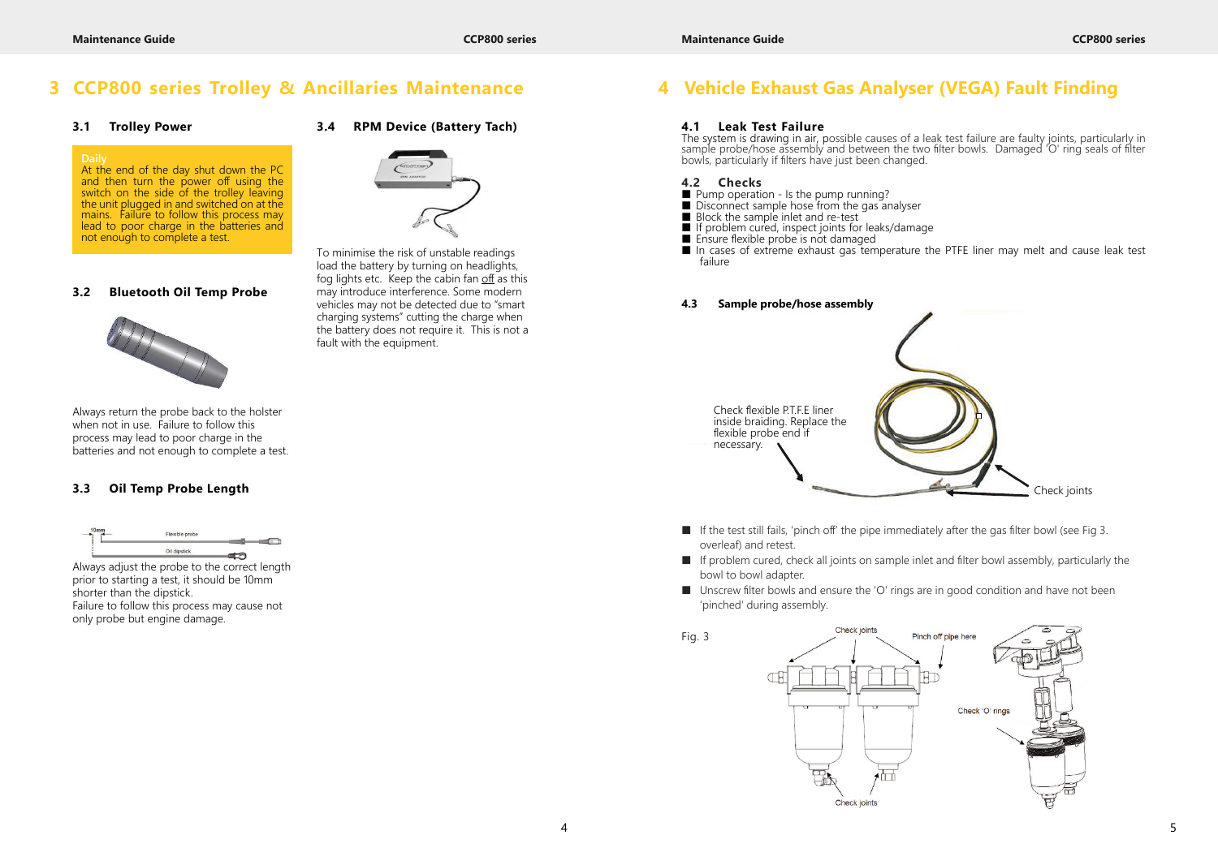# 3 CCP800 series Trolley & Ancillaries Maintenance

## 3.1 Trolley Power

**Daily**

At the end of the day shut down the PC and then turn the power off using the switch on the side of the trolley leaving the unit plugged in and switched on at the mains. Failure to follow this process may lead to poor charge in the batteries and not enough to complete a test.

## 3.2 Bluetooth Oil Temp Probe

Always return the probe back to the holster when not in use. Failure to follow this process may lead to poor charge in the batteries and not enough to complete a test.

## 3.3 Oil Temp Probe Length

10mm

Flexible probe

Oil dipstick

Always adjust the probe to the correct length prior to starting a test, it should be 10mm shorter than the dipstick.

Failure to follow this process may cause not only probe but engine damage.

## 3.4 RPM Device (Battery Tach)

To minimise the risk of unstable readings load the battery by turning on headlights, fog lights etc. Keep the cabin fan off as this may introduce interference. Some modern vehicles may not be detected due to "smart charging systems" cutting the charge when the battery does not require it. This is not a fault with the equipment.

# 4 Vehicle Exhaust Gas Analyser (VEGA) Fault Finding

## 4.1 Leak Test Failure

The system is drawing in air, possible causes of a leak test failure are faulty joints, particularly in sample probe/hose assembly and between the two filter bowls. Damaged 'O' ring seals of filter bowls, particularly if filters have just been changed.

## 4.2 Checks

- Pump operation - Is the pump running?
- Disconnect sample hose from the gas analyser
- Block the sample inlet and re-test
- If problem cured, inspect joints for leaks/damage
- Ensure flexible probe is not damaged
- In cases of extreme exhaust gas temperature the PTFE liner may melt and cause leak test failure

## 4.3 Sample probe/hose assembly

Check flexible P.T.F.E liner inside braiding. Replace the flexible probe end if necessary.

Check joints

- If the test still fails, 'pinch off' the pipe immediately after the gas filter bowl (see Fig 3. overleaf) and retest.
- If problem cured, check all joints on sample inlet and filter bowl assembly, particularly the bowl to bowl adapter.
- Unscrew filter bowls and ensure the 'O' rings are in good condition and have not been 'pinched' during assembly.

Fig. 3

Check joints

Pinch off pipe here

Check 'O' rings

Check joints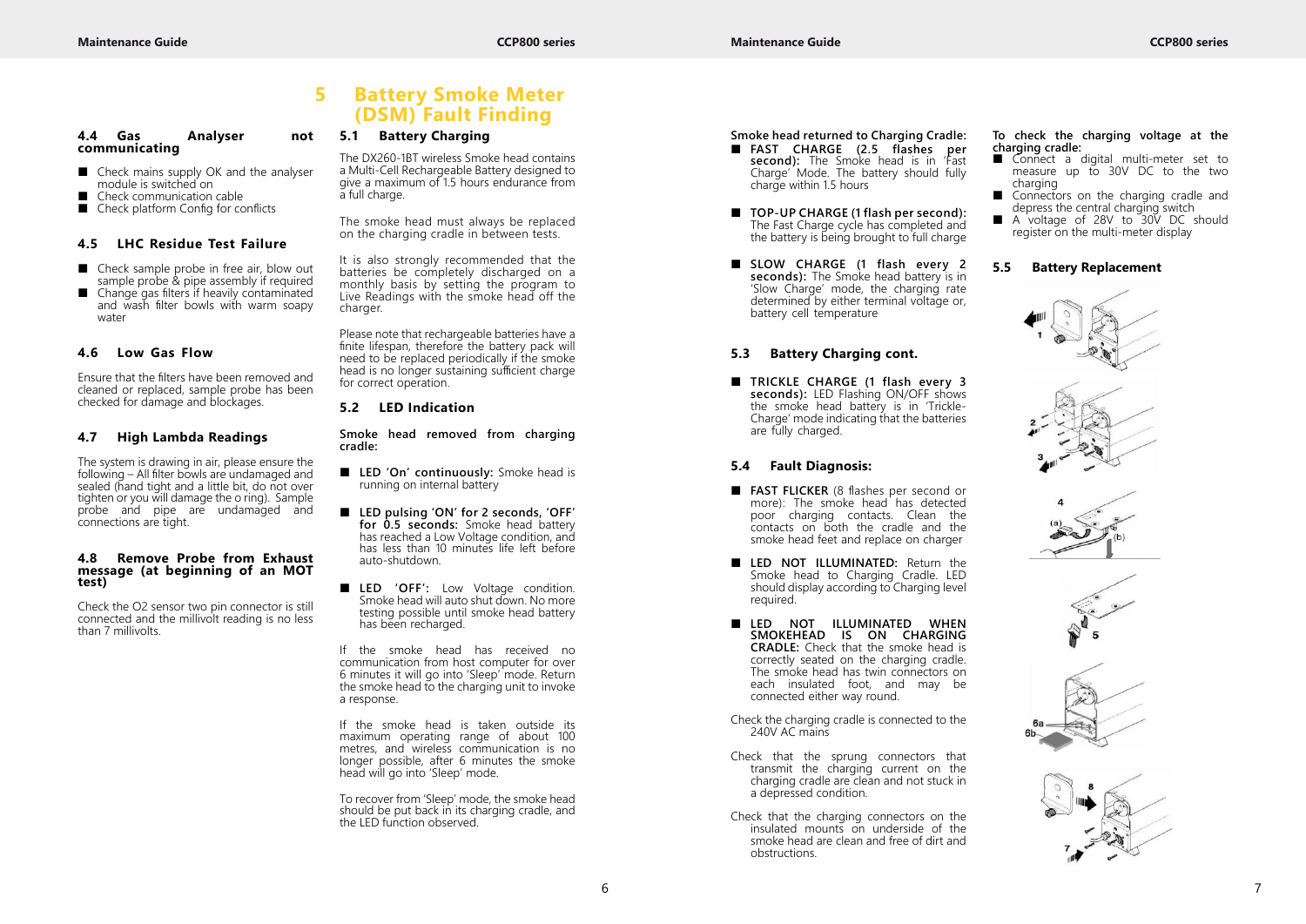### 4.4 Gas Analyser not communicating

- Check mains supply OK and the analyser module is switched on
- Check communication cable
- Check platform Config for conflicts

### 4.5 LHC Residue Test Failure

- Check sample probe in free air, blow out sample probe & pipe assembly if required
- Change gas filters if heavily contaminated and wash filter bowls with warm soapy water

### 4.6 Low Gas Flow

Ensure that the filters have been removed and cleaned or replaced, sample probe has been checked for damage and blockages.

### 4.7 High Lambda Readings

The system is drawing in air, please ensure the following – All filter bowls are undamaged and sealed (hand tight and a little bit, do not over tighten or you will damage the o ring). Sample probe and pipe are undamaged and connections are tight.

### 4.8 Remove Probe from Exhaust message (at beginning of an MOT test)

Check the O2 sensor two pin connector is still connected and the millivolt reading is no less than 7 millivolts.

## 5 Battery Smoke Meter (DSM) Fault Finding

### 5.1 Battery Charging

The DX260-1BT wireless Smoke head contains a Multi-Cell Rechargeable Battery designed to give a maximum of 1.5 hours endurance from a full charge.

The smoke head must always be replaced on the charging cradle in between tests.

It is also strongly recommended that the batteries be completely discharged on a monthly basis by setting the program to Live Readings with the smoke head off the charger.

Please note that rechargeable batteries have a finite lifespan, therefore the battery pack will need to be replaced periodically if the smoke head is no longer sustaining sufficient charge for correct operation.

### 5.2 LED Indication

**Smoke head removed from charging cradle:**

- **LED 'On' continuously:** Smoke head is running on internal battery
- **LED pulsing 'ON' for 2 seconds, 'OFF' for 0.5 seconds:** Smoke head battery has reached a Low Voltage condition, and has less than 10 minutes life left before auto-shutdown.
- **LED 'OFF':** Low Voltage condition. Smoke head will auto shut down. No more testing possible until smoke head battery has been recharged.

If the smoke head has received no communication from host computer for over 6 minutes it will go into 'Sleep' mode. Return the smoke head to the charging unit to invoke a response.

If the smoke head is taken outside its maximum operating range of about 100 metres, and wireless communication is no longer possible, after 6 minutes the smoke head will go into 'Sleep' mode.

To recover from 'Sleep' mode, the smoke head should be put back in its charging cradle, and the LED function observed.

**Smoke head returned to Charging Cradle:**

- **FAST CHARGE (2.5 flashes per second):** The Smoke head is in 'Fast Charge' Mode. The battery should fully charge within 1.5 hours
- **TOP-UP CHARGE (1 flash per second):** The Fast Charge cycle has completed and the battery is being brought to full charge
- **SLOW CHARGE (1 flash every 2 seconds):** The Smoke head battery is in 'Slow Charge' mode, the charging rate determined by either terminal voltage or, battery cell temperature

### 5.3 Battery Charging cont.

- **TRICKLE CHARGE (1 flash every 3 seconds):** LED Flashing ON/OFF shows the smoke head battery is in 'Trickle-Charge' mode indicating that the batteries are fully charged.

### 5.4 Fault Diagnosis:

- **FAST FLICKER** (8 flashes per second or more): The smoke head has detected poor charging contacts. Clean the contacts on both the cradle and the smoke head feet and replace on charger
- **LED NOT ILLUMINATED:** Return the Smoke head to Charging Cradle. LED should display according to Charging level required.
- **LED NOT ILLUMINATED WHEN SMOKEHEAD IS ON CHARGING CRADLE:** Check that the smoke head is correctly seated on the charging cradle. The smoke head has twin connectors on each insulated foot, and may be connected either way round.

Check the charging cradle is connected to the 240V AC mains

Check that the sprung connectors that transmit the charging current on the charging cradle are clean and not stuck in a depressed condition.

Check that the charging connectors on the insulated mounts on underside of the smoke head are clean and free of dirt and obstructions.

**To check the charging voltage at the charging cradle:**

- Connect a digital multi-meter set to measure up to 30V DC to the two charging
- Connectors on the charging cradle and depress the central charging switch
- A voltage of 28V to 30V DC should register on the multi-meter display

### 5.5 Battery Replacement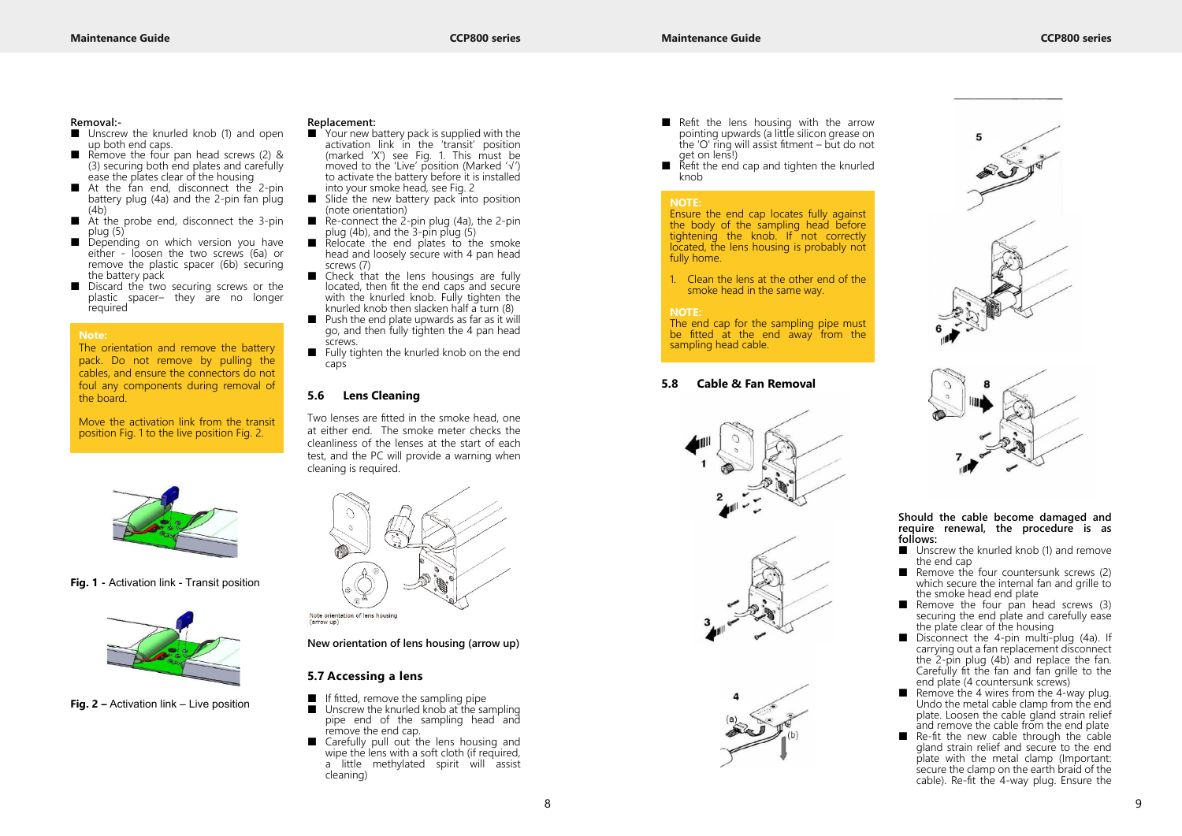**Removal:-**

- Unscrew the knurled knob (1) and open up both end caps.
- Remove the four pan head screws (2) & (3) securing both end plates and carefully ease the plates clear of the housing
- At the fan end, disconnect the 2-pin battery plug (4a) and the 2-pin fan plug (4b)
- At the probe end, disconnect the 3-pin plug (5)
- Depending on which version you have either - loosen the two screws (6a) or remove the plastic spacer (6b) securing the battery pack
- Discard the two securing screws or the plastic spacer– they are no longer required

**Note:**
The orientation and remove the battery pack. Do not remove by pulling the cables, and ensure the connectors do not foul any components during removal of the board.

Move the activation link from the transit position Fig. 1 to the live position Fig. 2.

**Fig. 1** - Activation link - Transit position

**Fig. 2** – Activation link – Live position

**Replacement:**

- Your new battery pack is supplied with the activation link in the 'transit' position (marked 'X') see Fig. 1. This must be moved to the 'Live' position (Marked '√') to activate the battery before it is installed into your smoke head, see Fig. 2
- Slide the new battery pack into position (note orientation)
- Re-connect the 2-pin plug (4a), the 2-pin plug (4b), and the 3-pin plug (5)
- Relocate the end plates to the smoke head and loosely secure with 4 pan head screws (7)
- Check that the lens housings are fully located, then fit the end caps and secure with the knurled knob. Fully tighten the knurled knob then slacken half a turn (8)
- Push the end plate upwards as far as it will go, and then fully tighten the 4 pan head screws.
- Fully tighten the knurled knob on the end caps

## 5.6 Lens Cleaning

Two lenses are fitted in the smoke head, one at either end. The smoke meter checks the cleanliness of the lenses at the start of each test, and the PC will provide a warning when cleaning is required.

Note orientation of lens housing (arrow up)

New orientation of lens housing (arrow up)

## 5.7 Accessing a lens

- If fitted, remove the sampling pipe
- Unscrew the knurled knob at the sampling pipe end of the sampling head and remove the end cap.
- Carefully pull out the lens housing and wipe the lens with a soft cloth (if required, a little methylated spirit will assist cleaning)
- Refit the lens housing with the arrow pointing upwards (a little silicon grease on the 'O' ring will assist fitment – but do not get on lens!)
- Refit the end cap and tighten the knurled knob

**NOTE:**
Ensure the end cap locates fully against the body of the sampling head before tightening the knob. If not correctly located, the lens housing is probably not fully home.

1. Clean the lens at the other end of the smoke head in the same way.

**NOTE:**
The end cap for the sampling pipe must be fitted at the end away from the sampling head cable.

## 5.8 Cable & Fan Removal

**Should the cable become damaged and require renewal, the procedure is as follows:**

- Unscrew the knurled knob (1) and remove the end cap
- Remove the four countersunk screws (2) which secure the internal fan and grille to the smoke head end plate
- Remove the four pan head screws (3) securing the end plate and carefully ease the plate clear of the housing
- Disconnect the 4-pin multi-plug (4a). If carrying out a fan replacement disconnect the 2-pin plug (4b) and replace the fan. Carefully fit the fan and fan grille to the end plate (4 countersunk screws)
- Remove the 4 wires from the 4-way plug. Undo the metal cable clamp from the end plate. Loosen the cable gland strain relief and remove the cable from the end plate
- Re-fit the new cable through the cable gland strain relief and secure to the end plate with the metal clamp (Important: secure the clamp on the earth braid of the cable). Re-fit the 4-way plug. Ensure the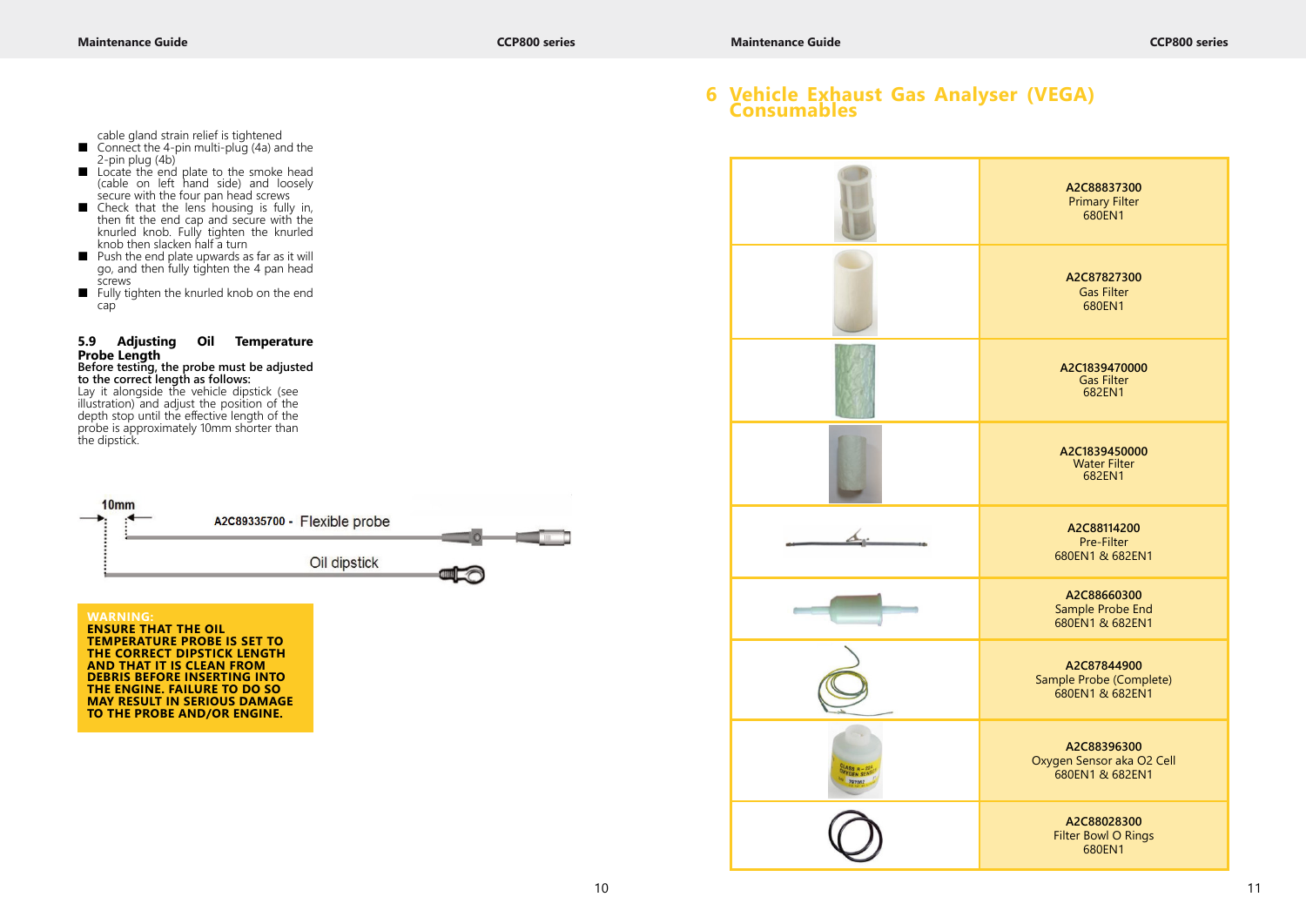cable gland strain relief is tightened

- Connect the 4-pin multi-plug (4a) and the 2-pin plug (4b)
- Locate the end plate to the smoke head (cable on left hand side) and loosely secure with the four pan head screws
- Check that the lens housing is fully in, then fit the end cap and secure with the knurled knob. Fully tighten the knurled knob then slacken half a turn
- Push the end plate upwards as far as it will go, and then fully tighten the 4 pan head screws
- Fully tighten the knurled knob on the end cap

### 5.9 Adjusting Oil Temperature Probe Length

**Before testing, the probe must be adjusted to the correct length as follows:**

Lay it alongside the vehicle dipstick (see illustration) and adjust the position of the depth stop until the effective length of the probe is approximately 10mm shorter than the dipstick.

10mm

A2C89335700 - Flexible probe

Oil dipstick

**WARNING:**
**ENSURE THAT THE OIL TEMPERATURE PROBE IS SET TO THE CORRECT DIPSTICK LENGTH AND THAT IT IS CLEAN FROM DEBRIS BEFORE INSERTING INTO THE ENGINE. FAILURE TO DO SO MAY RESULT IN SERIOUS DAMAGE TO THE PROBE AND/OR ENGINE.**

## 6 Vehicle Exhaust Gas Analyser (VEGA) Consumables

| | |
|---|---|
| | **A2C88837300** Primary Filter 680EN1 |
| | **A2C87827300** Gas Filter 680EN1 |
| | **A2C1839470000** Gas Filter 682EN1 |
| | **A2C1839450000** Water Filter 682EN1 |
| | **A2C88114200** Pre-Filter 680EN1 & 682EN1 |
| | **A2C88660300** Sample Probe End 680EN1 & 682EN1 |
| | **A2C87844900** Sample Probe (Complete) 680EN1 & 682EN1 |
| | **A2C88396300** Oxygen Sensor aka O2 Cell 680EN1 & 682EN1 |
| | **A2C88028300** Filter Bowl O Rings 680EN1 |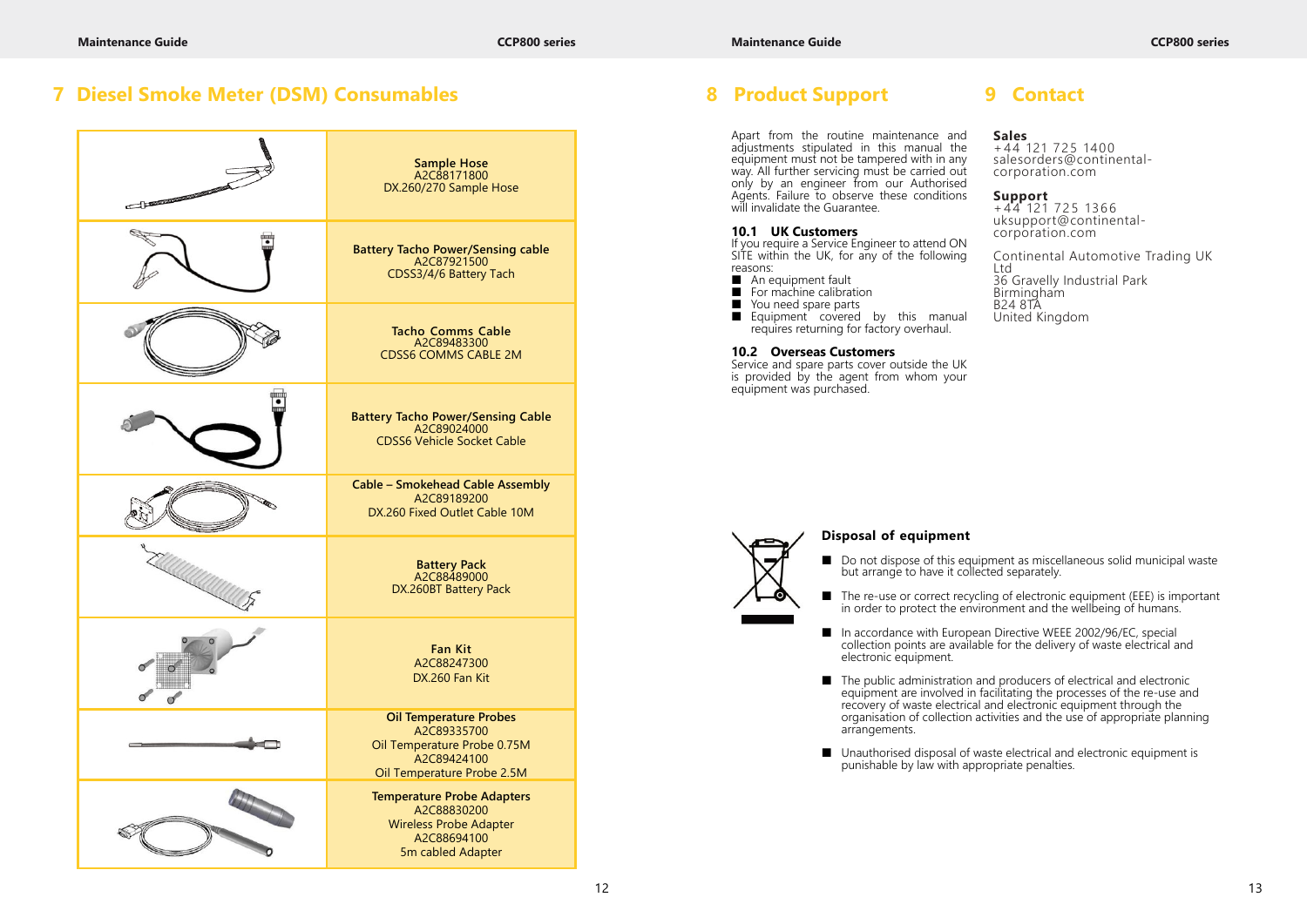# 7 Diesel Smoke Meter (DSM) Consumables

| | |
|---|---|
| | **Sample Hose**<br>A2C88171800<br>DX.260/270 Sample Hose |
| | **Battery Tacho Power/Sensing cable**<br>A2C87921500<br>CDSS3/4/6 Battery Tach |
| | **Tacho Comms Cable**<br>A2C89483300<br>CDSS6 COMMS CABLE 2M |
| | **Battery Tacho Power/Sensing Cable**<br>A2C89024000<br>CDSS6 Vehicle Socket Cable |
| | **Cable – Smokehead Cable Assembly**<br>A2C89189200<br>DX.260 Fixed Outlet Cable 10M |
| | **Battery Pack**<br>A2C88489000<br>DX.260BT Battery Pack |
| | **Fan Kit**<br>A2C88247300<br>DX.260 Fan Kit |
| | **Oil Temperature Probes**<br>A2C89335700<br>Oil Temperature Probe 0.75M<br>A2C89424100<br>Oil Temperature Probe 2.5M |
| | **Temperature Probe Adapters**<br>A2C88830200<br>Wireless Probe Adapter<br>A2C88694100<br>5m cabled Adapter |

# 8 Product Support

Apart from the routine maintenance and adjustments stipulated in this manual the equipment must not be tampered with in any way. All further servicing must be carried out only by an engineer from our Authorised Agents. Failure to observe these conditions will invalidate the Guarantee.

### 10.1 UK Customers

If you require a Service Engineer to attend ON SITE within the UK, for any of the following reasons:

- An equipment fault
- For machine calibration
- You need spare parts
- Equipment covered by this manual requires returning for factory overhaul.

### 10.2 Overseas Customers

Service and spare parts cover outside the UK is provided by the agent from whom your equipment was purchased.

# 9 Contact

**Sales**
+44 121 725 1400
salesorders@continental-corporation.com

**Support**
+44 121 725 1366
uksupport@continental-corporation.com

Continental Automotive Trading UK Ltd
36 Gravelly Industrial Park
Birmingham
B24 8TA
United Kingdom

### Disposal of equipment

- Do not dispose of this equipment as miscellaneous solid municipal waste but arrange to have it collected separately.
- The re-use or correct recycling of electronic equipment (EEE) is important in order to protect the environment and the wellbeing of humans.
- In accordance with European Directive WEEE 2002/96/EC, special collection points are available for the delivery of waste electrical and electronic equipment.
- The public administration and producers of electrical and electronic equipment are involved in facilitating the processes of the re-use and recovery of waste electrical and electronic equipment through the organisation of collection activities and the use of appropriate planning arrangements.
- Unauthorised disposal of waste electrical and electronic equipment is punishable by law with appropriate penalties.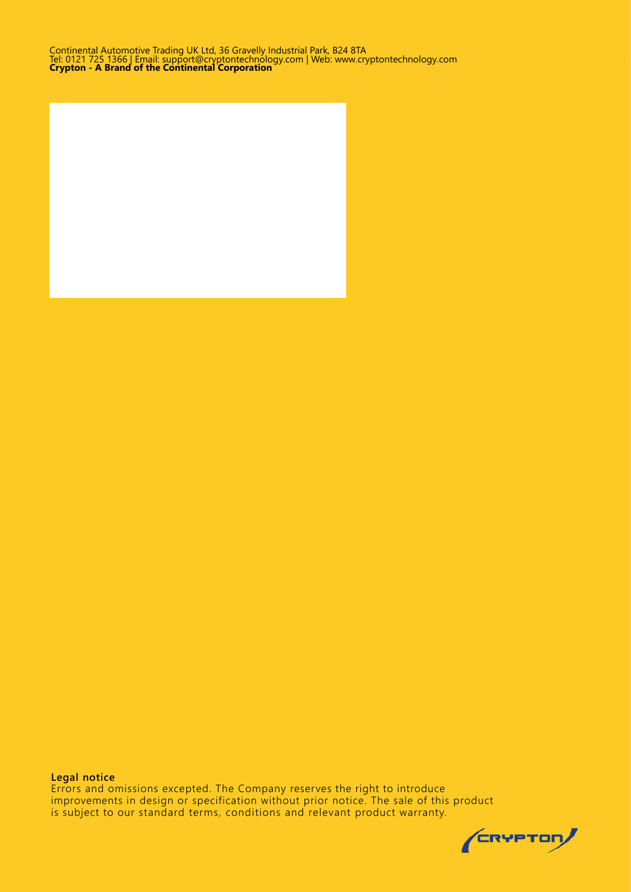Continental Automotive Trading UK Ltd, 36 Gravelly Industrial Park, B24 8TA
Tel: 0121 725 1366 | Email: support@cryptontechnology.com | Web: www.cryptontechnology.com
**Crypton - A Brand of the Continental Corporation**

**Legal notice**
Errors and omissions excepted. The Company reserves the right to introduce improvements in design or specification without prior notice. The sale of this product is subject to our standard terms, conditions and relevant product warranty.

CRYPTON